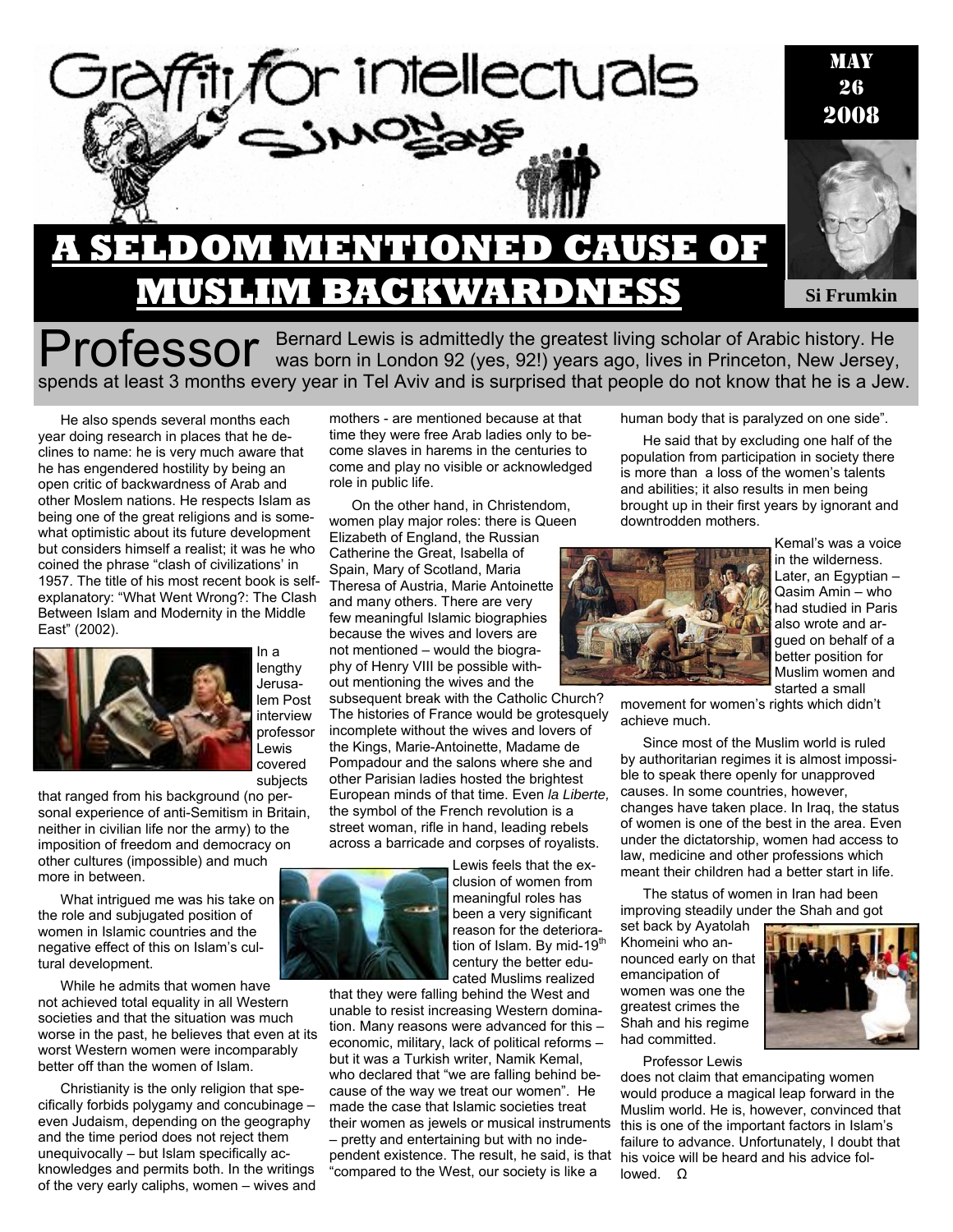Graffiti for intellectuals — Simon says

MAY 26 2008

Si Frumkin

# A SELDOM MENTIONED CAUSE OF MUSLIM BACKWARDNESS

Professor Bernard Lewis is admittedly the greatest living scholar of Arabic history. He was born in London 92 (yes, 92!) years ago, lives in Princeton, New Jersey, spends at least 3 months every year in Tel Aviv and is surprised that people do not know that he is a Jew.

He also spends several months each year doing research in places that he declines to name: he is very much aware that he has engendered hostility by being an open critic of backwardness of Arab and other Moslem nations. He respects Islam as being one of the great religions and is somewhat optimistic about its future development but considers himself a realist; it was he who coined the phrase "clash of civilizations' in 1957. The title of his most recent book is self-explanatory: "What Went Wrong?: The Clash Between Islam and Modernity in the Middle East" (2002).

In a lengthy Jerusalem Post interview professor Lewis covered subjects that ranged from his background (no personal experience of anti-Semitism in Britain, neither in civilian life nor the army) to the imposition of freedom and democracy on other cultures (impossible) and much more in between.

What intrigued me was his take on the role and subjugated position of women in Islamic countries and the negative effect of this on Islam's cultural development.

While he admits that women have not achieved total equality in all Western societies and that the situation was much worse in the past, he believes that even at its worst Western women were incomparably better off than the women of Islam.

Christianity is the only religion that specifically forbids polygamy and concubinage – even Judaism, depending on the geography and the time period does not reject them unequivocally – but Islam specifically acknowledges and permits both. In the writings of the very early caliphs, women – wives and mothers - are mentioned because at that time they were free Arab ladies only to become slaves in harems in the centuries to come and play no visible or acknowledged role in public life.

On the other hand, in Christendom, women play major roles: there is Queen Elizabeth of England, the Russian Catherine the Great, Isabella of Spain, Mary of Scotland, Maria Theresa of Austria, Marie Antoinette and many others. There are very few meaningful Islamic biographies because the wives and lovers are not mentioned – would the biography of Henry VIII be possible without mentioning the wives and the subsequent break with the Catholic Church? The histories of France would be grotesquely incomplete without the wives and lovers of the Kings, Marie-Antoinette, Madame de Pompadour and the salons where she and other Parisian ladies hosted the brightest European minds of that time. Even *la Liberte,* the symbol of the French revolution is a street woman, rifle in hand, leading rebels across a barricade and corpses of royalists.

Lewis feels that the exclusion of women from meaningful roles has been a very significant reason for the deterioration of Islam. By mid-19th century the better educated Muslims realized that they were falling behind the West and unable to resist increasing Western domination. Many reasons were advanced for this – economic, military, lack of political reforms – but it was a Turkish writer, Namik Kemal, who declared that "we are falling behind because of the way we treat our women". He made the case that Islamic societies treat their women as jewels or musical instruments – pretty and entertaining but with no independent existence. The result, he said, is that "compared to the West, our society is like a human body that is paralyzed on one side".

He said that by excluding one half of the population from participation in society there is more than a loss of the women's talents and abilities; it also results in men being brought up in their first years by ignorant and downtrodden mothers.

Kemal's was a voice in the wilderness. Later, an Egyptian – Qasim Amin – who had studied in Paris also wrote and argued on behalf of a better position for Muslim women and started a small movement for women's rights which didn't achieve much.

Since most of the Muslim world is ruled by authoritarian regimes it is almost impossible to speak there openly for unapproved causes. In some countries, however, changes have taken place. In Iraq, the status of women is one of the best in the area. Even under the dictatorship, women had access to law, medicine and other professions which meant their children had a better start in life.

The status of women in Iran had been improving steadily under the Shah and got set back by Ayatolah Khomeini who announced early on that emancipation of women was one the greatest crimes the Shah and his regime had committed.

Professor Lewis does not claim that emancipating women would produce a magical leap forward in the Muslim world. He is, however, convinced that this is one of the important factors in Islam's failure to advance. Unfortunately, I doubt that his voice will be heard and his advice followed. Ω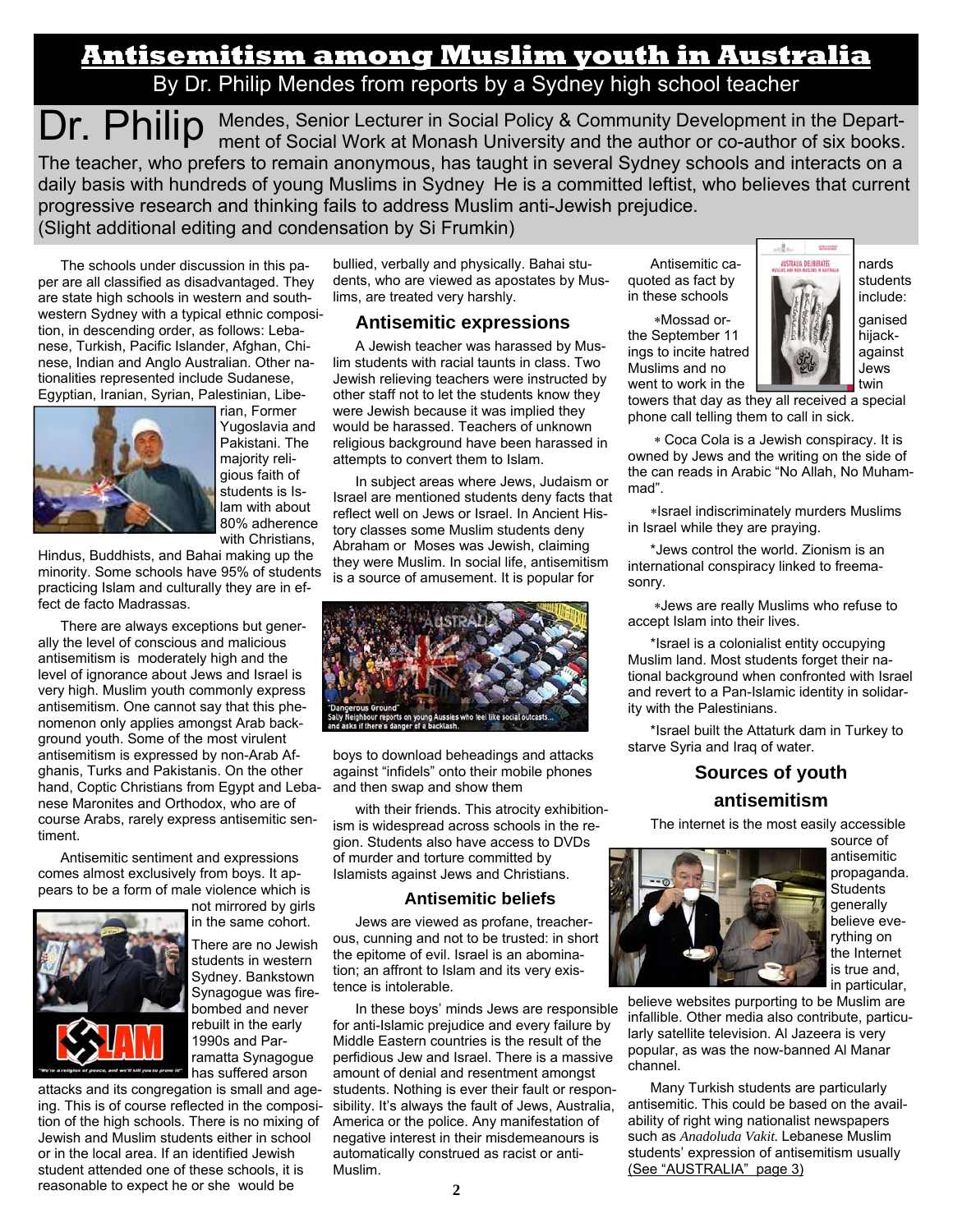# Antisemitism among Muslim youth in Australia

By Dr. Philip Mendes from reports by a Sydney high school teacher

Dr. Philip Mendes, Senior Lecturer in Social Policy & Community Development in the Department of Social Work at Monash University and the author or co-author of six books. The teacher, who prefers to remain anonymous, has taught in several Sydney schools and interacts on a daily basis with hundreds of young Muslims in Sydney He is a committed leftist, who believes that current progressive research and thinking fails to address Muslim anti-Jewish prejudice.
(Slight additional editing and condensation by Si Frumkin)

The schools under discussion in this paper are all classified as disadvantaged. They are state high schools in western and southwestern Sydney with a typical ethnic composition, in descending order, as follows: Lebanese, Turkish, Pacific Islander, Afghan, Chinese, Indian and Anglo Australian. Other nationalities represented include Sudanese, Egyptian, Iranian, Syrian, Palestinian, Liberian, Former Yugoslavia and Pakistani. The majority religious faith of students is Islam with about 80% adherence with Christians, Hindus, Buddhists, and Bahai making up the minority. Some schools have 95% of students practicing Islam and culturally they are in effect de facto Madrassas.

There are always exceptions but generally the level of conscious and malicious antisemitism is moderately high and the level of ignorance about Jews and Israel is very high. Muslim youth commonly express antisemitism. One cannot say that this phenomenon only applies amongst Arab background youth. Some of the most virulent antisemitism is expressed by non-Arab Afghanis, Turks and Pakistanis. On the other hand, Coptic Christians from Egypt and Lebanese Maronites and Orthodox, who are of course Arabs, rarely express antisemitic sentiment.

Antisemitic sentiment and expressions comes almost exclusively from boys. It appears to be a form of male violence which is not mirrored by girls in the same cohort.

There are no Jewish students in western Sydney. Bankstown Synagogue was firebombed and never rebuilt in the early 1990s and Parramatta Synagogue has suffered arson attacks and its congregation is small and ageing. This is of course reflected in the composition of the high schools. There is no mixing of Jewish and Muslim students either in school or in the local area. If an identified Jewish student attended one of these schools, it is reasonable to expect he or she would be bullied, verbally and physically. Bahai students, who are viewed as apostates by Muslims, are treated very harshly.

## Antisemitic expressions

A Jewish teacher was harassed by Muslim students with racial taunts in class. Two Jewish relieving teachers were instructed by other staff not to let the students know they were Jewish because it was implied they would be harassed. Teachers of unknown religious background have been harassed in attempts to convert them to Islam.

In subject areas where Jews, Judaism or Israel are mentioned students deny facts that reflect well on Jews or Israel. In Ancient History classes some Muslim students deny Abraham or Moses was Jewish, claiming they were Muslim. In social life, antisemitism is a source of amusement. It is popular for boys to download beheadings and attacks against "infidels" onto their mobile phones and then swap and show them with their friends. This atrocity exhibitionism is widespread across schools in the region. Students also have access to DVDs of murder and torture committed by Islamists against Jews and Christians.

## Antisemitic beliefs

Jews are viewed as profane, treacherous, cunning and not to be trusted: in short the epitome of evil. Israel is an abomination; an affront to Islam and its very existence is intolerable.

In these boys' minds Jews are responsible for anti-Islamic prejudice and every failure by Middle Eastern countries is the result of the perfidious Jew and Israel. There is a massive amount of denial and resentment amongst students. Nothing is ever their fault or responsibility. It's always the fault of Jews, Australia, America or the police. Any manifestation of negative interest in their misdemeanours is automatically construed as racist or anti-Muslim.

Antisemitic canards students quoted as fact by in these schools include:

∗Mossad organised the September 11 hijackings to incite hatred against Muslims and no Jews went to work in the twin towers that day as they all received a special phone call telling them to call in sick.

∗ Coca Cola is a Jewish conspiracy. It is owned by Jews and the writing on the side of the can reads in Arabic "No Allah, No Muhammad".

∗Israel indiscriminately murders Muslims in Israel while they are praying.

*Jews control the world. Zionism is an international conspiracy linked to freemasonry.

∗Jews are really Muslims who refuse to accept Islam into their lives.

*Israel is a colonialist entity occupying Muslim land. Most students forget their national background when confronted with Israel and revert to a Pan-Islamic identity in solidarity with the Palestinians.

*Israel built the Attaturk dam in Turkey to starve Syria and Iraq of water.

## Sources of youth antisemitism

The internet is the most easily accessible source of antisemitic propaganda. Students generally believe everything on the Internet is true and, in particular, believe websites purporting to be Muslim are infallible. Other media also contribute, particularly satellite television. Al Jazeera is very popular, as was the now-banned Al Manar channel.

Many Turkish students are particularly antisemitic. This could be based on the availability of right wing nationalist newspapers such as *Anadoluda Vakit*. Lebanese Muslim students' expression of antisemitism usually (See "AUSTRALIA" page 3)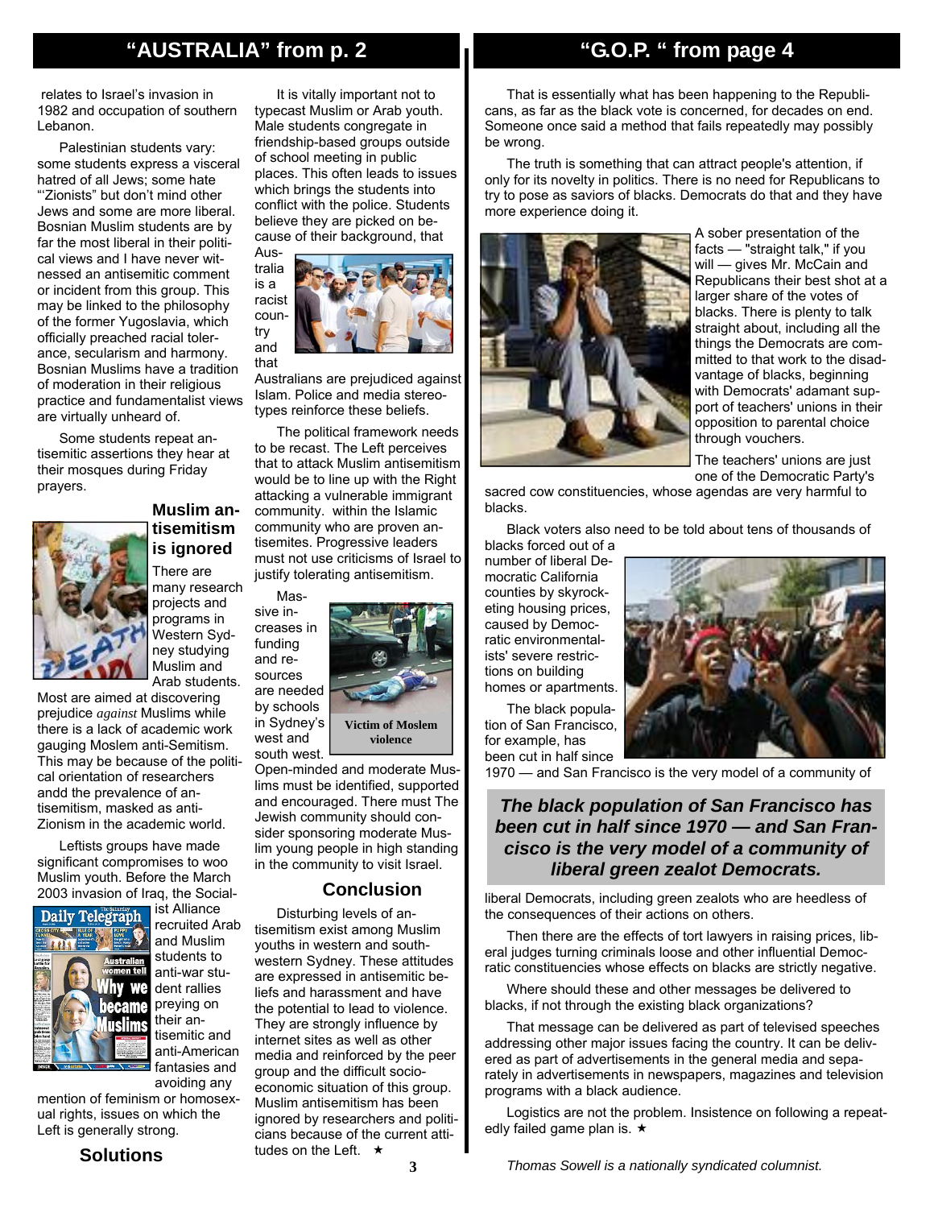## "AUSTRALIA" from p. 2

relates to Israel's invasion in 1982 and occupation of southern Lebanon.

Palestinian students vary: some students express a visceral hatred of all Jews; some hate "'Zionists" but don't mind other Jews and some are more liberal. Bosnian Muslim students are by far the most liberal in their political views and I have never witnessed an antisemitic comment or incident from this group. This may be linked to the philosophy of the former Yugoslavia, which officially preached racial tolerance, secularism and harmony. Bosnian Muslims have a tradition of moderation in their religious practice and fundamentalist views are virtually unheard of.

Some students repeat antisemitic assertions they hear at their mosques during Friday prayers.

### Muslim antisemitism is ignored

There are many research projects and programs in Western Sydney studying Muslim and Arab students. Most are aimed at discovering prejudice *against* Muslims while there is a lack of academic work gauging Moslem anti-Semitism. This may be because of the political orientation of researchers andd the prevalence of antisemitism, masked as anti-Zionism in the academic world.

Leftists groups have made significant compromises to woo Muslim youth. Before the March 2003 invasion of Iraq, the Socialist Alliance recruited Arab and Muslim students to anti-war student rallies preying on their antisemitic and anti-American fantasies and avoiding any mention of feminism or homosexual rights, issues on which the Left is generally strong.

### Solutions

It is vitally important not to typecast Muslim or Arab youth. Male students congregate in friendship-based groups outside of school meeting in public places. This often leads to issues which brings the students into conflict with the police. Students believe they are picked on because of their background, that Australia is a racist country and that Australians are prejudiced against Islam. Police and media stereotypes reinforce these beliefs.

The political framework needs to be recast. The Left perceives that to attack Muslim antisemitism would be to line up with the Right attacking a vulnerable immigrant community. within the Islamic community who are proven antisemites. Progressive leaders must not use criticisms of Israel to justify tolerating antisemitism.

Massive increases in funding and resources are needed by schools in Sydney's west and south west.

**Victim of Moslem violence**

Open-minded and moderate Muslims must be identified, supported and encouraged. There must The Jewish community should consider sponsoring moderate Muslim young people in high standing in the community to visit Israel.

### Conclusion

Disturbing levels of antisemitism exist among Muslim youths in western and south-western Sydney. These attitudes are expressed in antisemitic beliefs and harassment and have the potential to lead to violence. They are strongly influence by internet sites as well as other media and reinforced by the peer group and the difficult socio-economic situation of this group. Muslim antisemitism has been ignored by researchers and politicians because of the current attitudes on the Left. ★

## "G.O.P. " from page 4

That is essentially what has been happening to the Republicans, as far as the black vote is concerned, for decades on end. Someone once said a method that fails repeatedly may possibly be wrong.

The truth is something that can attract people's attention, if only for its novelty in politics. There is no need for Republicans to try to pose as saviors of blacks. Democrats do that and they have more experience doing it.

A sober presentation of the facts — "straight talk," if you will — gives Mr. McCain and Republicans their best shot at a larger share of the votes of blacks. There is plenty to talk straight about, including all the things the Democrats are committed to that work to the disadvantage of blacks, beginning with Democrats' adamant support of teachers' unions in their opposition to parental choice through vouchers.

The teachers' unions are just one of the Democratic Party's sacred cow constituencies, whose agendas are very harmful to blacks.

Black voters also need to be told about tens of thousands of blacks forced out of a number of liberal Democratic California counties by skyrocketing housing prices, caused by Democratic environmentalists' severe restrictions on building homes or apartments.

The black population of San Francisco, for example, has been cut in half since 1970 — and San Francisco is the very model of a community of liberal Democrats, including green zealots who are heedless of the consequences of their actions on others.

***The black population of San Francisco has been cut in half since 1970 — and San Francisco is the very model of a community of liberal green zealot Democrats.***

Then there are the effects of tort lawyers in raising prices, liberal judges turning criminals loose and other influential Democratic constituencies whose effects on blacks are strictly negative.

Where should these and other messages be delivered to blacks, if not through the existing black organizations?

That message can be delivered as part of televised speeches addressing other major issues facing the country. It can be delivered as part of advertisements in the general media and separately in advertisements in newspapers, magazines and television programs with a black audience.

Logistics are not the problem. Insistence on following a repeatedly failed game plan is. ★

*Thomas Sowell is a nationally syndicated columnist.*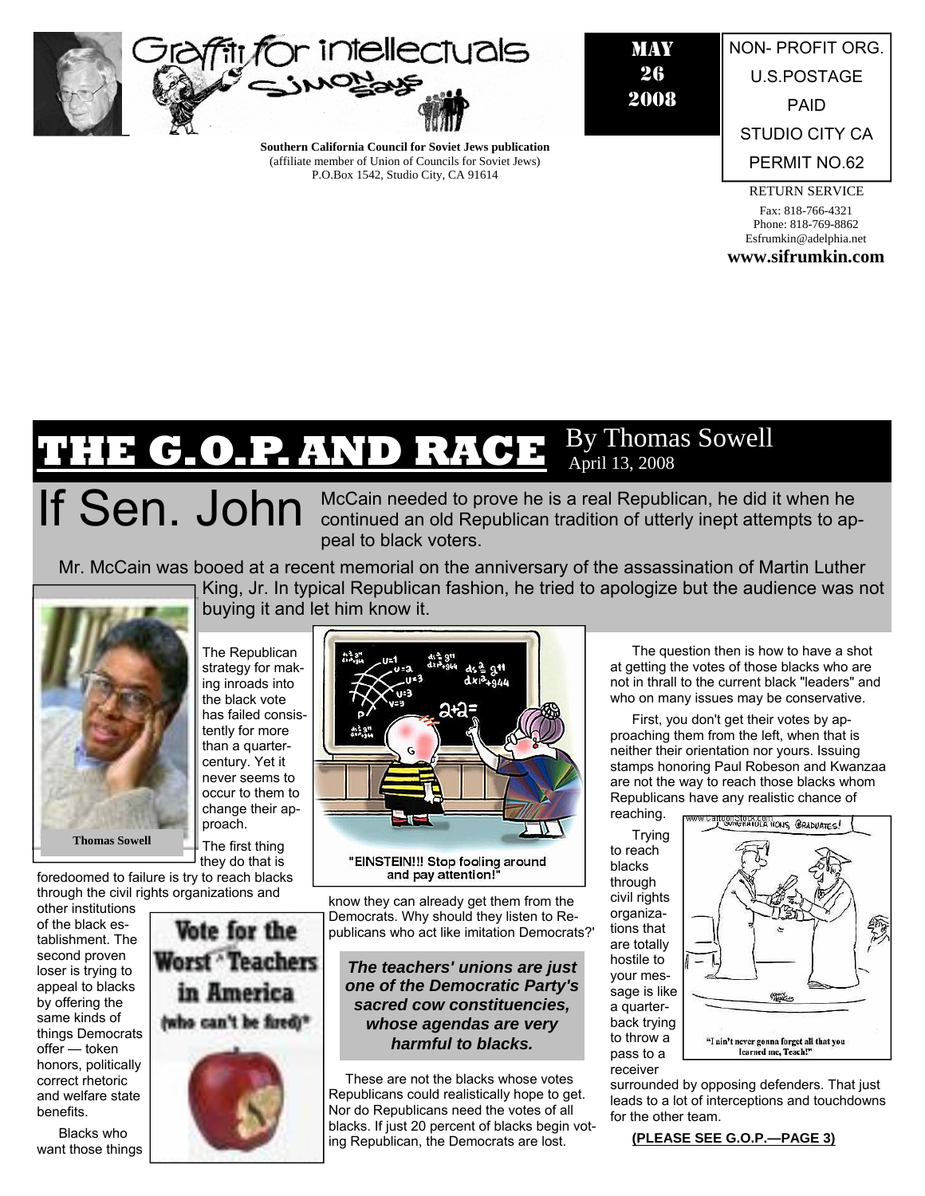Graffiti for intellectuals

SIMON says

**Southern California Council for Soviet Jews publication**
(affiliate member of Union of Councils for Soviet Jews)
P.O.Box 1542, Studio City, CA 91614

MAY 26 2008

NON- PROFIT ORG.
U.S.POSTAGE
PAID
STUDIO CITY CA
PERMIT NO.62

RETURN SERVICE
Fax: 818-766-4321
Phone: 818-769-8862
Esfrumkin@adelphia.net
**www.sifrumkin.com**

# THE G.O.P. AND RACE

By Thomas Sowell
April 13, 2008

If Sen. John McCain needed to prove he is a real Republican, he did it when he continued an old Republican tradition of utterly inept attempts to appeal to black voters.

Mr. McCain was booed at a recent memorial on the anniversary of the assassination of Martin Luther King, Jr. In typical Republican fashion, he tried to apologize but the audience was not buying it and let him know it.

**Thomas Sowell**

The Republican strategy for making inroads into the black vote has failed consistently for more than a quarter-century. Yet it never seems to occur to them to change their approach.

The first thing they do that is foredoomed to failure is try to reach blacks through the civil rights organizations and other institutions of the black establishment. The second proven loser is trying to appeal to blacks by offering the same kinds of things Democrats offer — token honors, politically correct rhetoric and welfare state benefits.

Blacks who want those things know they can already get them from the Democrats. Why should they listen to Republicans who act like imitation Democrats?'

Vote for the Worst Teachers in America (who can't be fired)*

"EINSTEIN!!! Stop fooling around and pay attention!"

***The teachers' unions are just one of the Democratic Party's sacred cow constituencies, whose agendas are very harmful to blacks.***

These are not the blacks whose votes Republicans could realistically hope to get. Nor do Republicans need the votes of all blacks. If just 20 percent of blacks begin voting Republican, the Democrats are lost.

The question then is how to have a shot at getting the votes of those blacks who are not in thrall to the current black "leaders" and who on many issues may be conservative.

First, you don't get their votes by approaching them from the left, when that is neither their orientation nor yours. Issuing stamps honoring Paul Robeson and Kwanzaa are not the way to reach those blacks whom Republicans have any realistic chance of reaching.

Trying to reach blacks through civil rights organizations that are totally hostile to your message is like a quarterback trying to throw a pass to a receiver surrounded by opposing defenders. That just leads to a lot of interceptions and touchdowns for the other team.

"I ain't never gonna forget all that you learned me, Teach!"

**(PLEASE SEE G.O.P.—PAGE 3)**